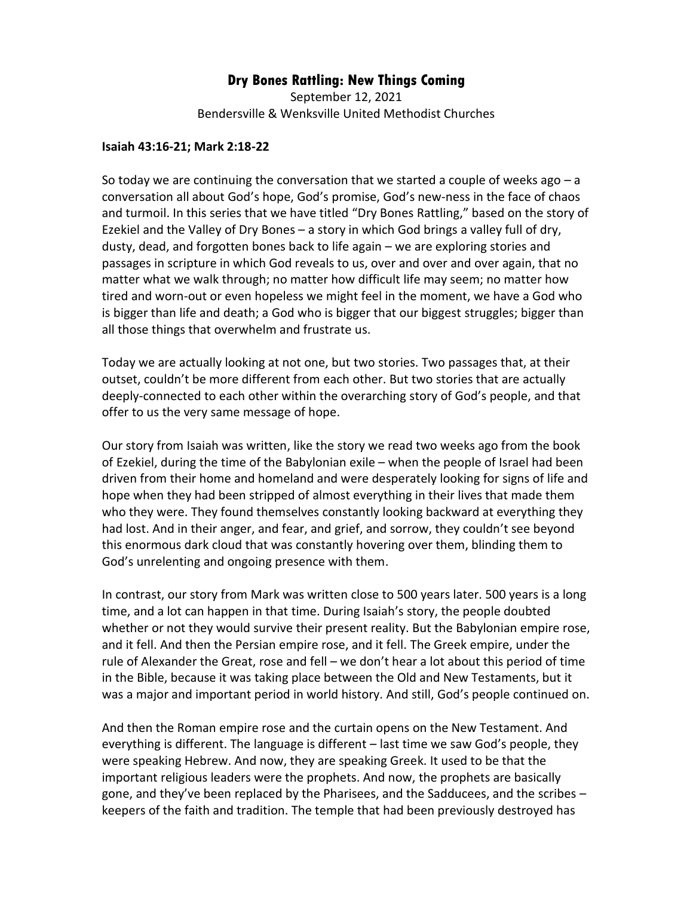# Dry Bones Rattling: New Things Coming

September 12, 2021
Bendersville & Wenksville United Methodist Churches

**Isaiah 43:16-21; Mark 2:18-22**

So today we are continuing the conversation that we started a couple of weeks ago – a conversation all about God's hope, God's promise, God's new-ness in the face of chaos and turmoil. In this series that we have titled "Dry Bones Rattling," based on the story of Ezekiel and the Valley of Dry Bones – a story in which God brings a valley full of dry, dusty, dead, and forgotten bones back to life again – we are exploring stories and passages in scripture in which God reveals to us, over and over and over again, that no matter what we walk through; no matter how difficult life may seem; no matter how tired and worn-out or even hopeless we might feel in the moment, we have a God who is bigger than life and death; a God who is bigger that our biggest struggles; bigger than all those things that overwhelm and frustrate us.

Today we are actually looking at not one, but two stories. Two passages that, at their outset, couldn't be more different from each other. But two stories that are actually deeply-connected to each other within the overarching story of God's people, and that offer to us the very same message of hope.

Our story from Isaiah was written, like the story we read two weeks ago from the book of Ezekiel, during the time of the Babylonian exile – when the people of Israel had been driven from their home and homeland and were desperately looking for signs of life and hope when they had been stripped of almost everything in their lives that made them who they were. They found themselves constantly looking backward at everything they had lost. And in their anger, and fear, and grief, and sorrow, they couldn't see beyond this enormous dark cloud that was constantly hovering over them, blinding them to God's unrelenting and ongoing presence with them.

In contrast, our story from Mark was written close to 500 years later. 500 years is a long time, and a lot can happen in that time. During Isaiah's story, the people doubted whether or not they would survive their present reality. But the Babylonian empire rose, and it fell. And then the Persian empire rose, and it fell. The Greek empire, under the rule of Alexander the Great, rose and fell – we don't hear a lot about this period of time in the Bible, because it was taking place between the Old and New Testaments, but it was a major and important period in world history. And still, God's people continued on.

And then the Roman empire rose and the curtain opens on the New Testament. And everything is different. The language is different – last time we saw God's people, they were speaking Hebrew. And now, they are speaking Greek. It used to be that the important religious leaders were the prophets. And now, the prophets are basically gone, and they've been replaced by the Pharisees, and the Sadducees, and the scribes – keepers of the faith and tradition. The temple that had been previously destroyed has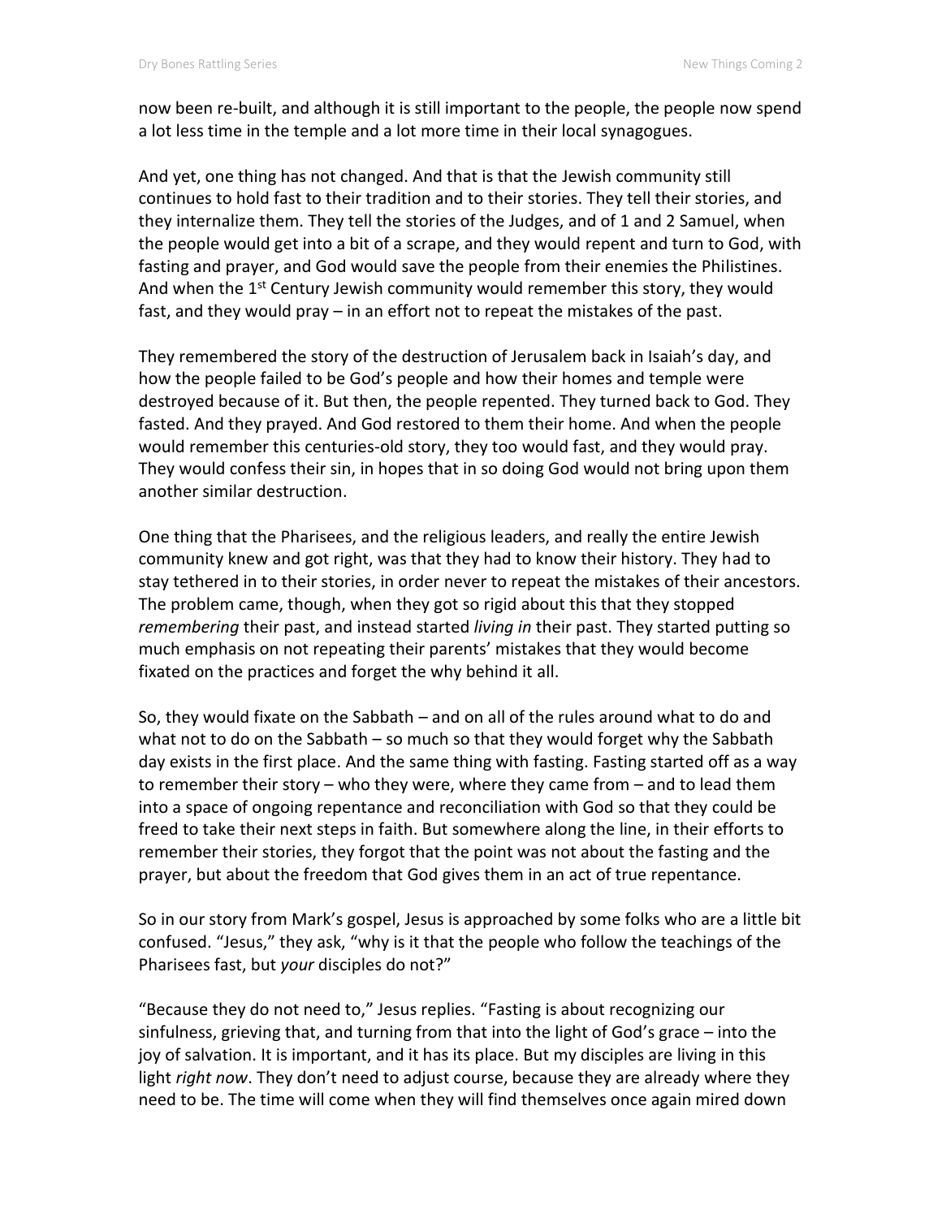now been re-built, and although it is still important to the people, the people now spend a lot less time in the temple and a lot more time in their local synagogues.

And yet, one thing has not changed. And that is that the Jewish community still continues to hold fast to their tradition and to their stories. They tell their stories, and they internalize them. They tell the stories of the Judges, and of 1 and 2 Samuel, when the people would get into a bit of a scrape, and they would repent and turn to God, with fasting and prayer, and God would save the people from their enemies the Philistines. And when the 1st Century Jewish community would remember this story, they would fast, and they would pray – in an effort not to repeat the mistakes of the past.

They remembered the story of the destruction of Jerusalem back in Isaiah's day, and how the people failed to be God's people and how their homes and temple were destroyed because of it. But then, the people repented. They turned back to God. They fasted. And they prayed. And God restored to them their home. And when the people would remember this centuries-old story, they too would fast, and they would pray. They would confess their sin, in hopes that in so doing God would not bring upon them another similar destruction.

One thing that the Pharisees, and the religious leaders, and really the entire Jewish community knew and got right, was that they had to know their history. They had to stay tethered in to their stories, in order never to repeat the mistakes of their ancestors. The problem came, though, when they got so rigid about this that they stopped *remembering* their past, and instead started *living in* their past. They started putting so much emphasis on not repeating their parents' mistakes that they would become fixated on the practices and forget the why behind it all.

So, they would fixate on the Sabbath – and on all of the rules around what to do and what not to do on the Sabbath – so much so that they would forget why the Sabbath day exists in the first place. And the same thing with fasting. Fasting started off as a way to remember their story – who they were, where they came from – and to lead them into a space of ongoing repentance and reconciliation with God so that they could be freed to take their next steps in faith. But somewhere along the line, in their efforts to remember their stories, they forgot that the point was not about the fasting and the prayer, but about the freedom that God gives them in an act of true repentance.

So in our story from Mark's gospel, Jesus is approached by some folks who are a little bit confused. "Jesus," they ask, "why is it that the people who follow the teachings of the Pharisees fast, but *your* disciples do not?"

"Because they do not need to," Jesus replies. "Fasting is about recognizing our sinfulness, grieving that, and turning from that into the light of God's grace – into the joy of salvation. It is important, and it has its place. But my disciples are living in this light *right now*. They don't need to adjust course, because they are already where they need to be. The time will come when they will find themselves once again mired down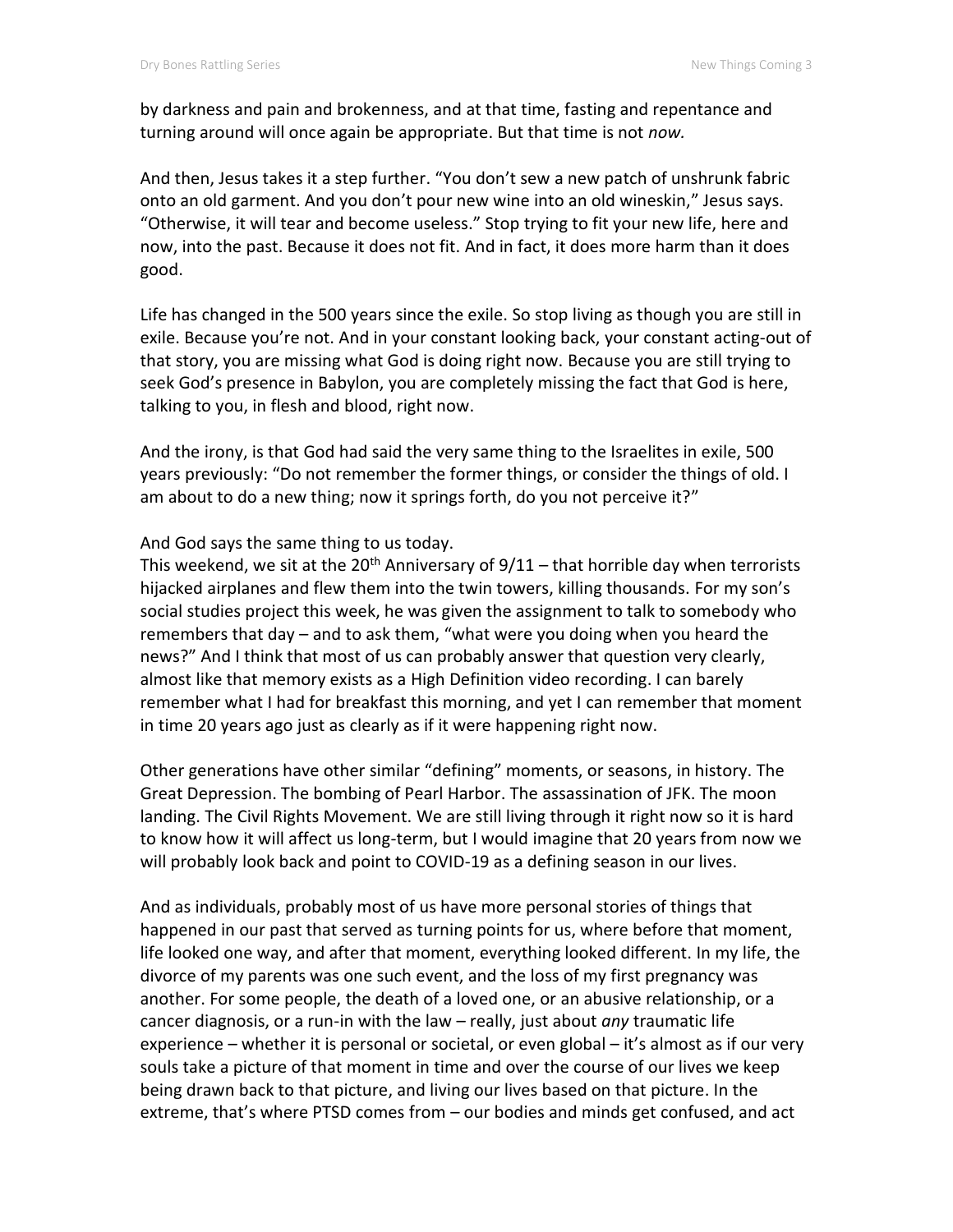by darkness and pain and brokenness, and at that time, fasting and repentance and turning around will once again be appropriate. But that time is not *now.*

And then, Jesus takes it a step further. "You don't sew a new patch of unshrunk fabric onto an old garment. And you don't pour new wine into an old wineskin," Jesus says. "Otherwise, it will tear and become useless." Stop trying to fit your new life, here and now, into the past. Because it does not fit. And in fact, it does more harm than it does good.

Life has changed in the 500 years since the exile. So stop living as though you are still in exile. Because you're not. And in your constant looking back, your constant acting-out of that story, you are missing what God is doing right now. Because you are still trying to seek God's presence in Babylon, you are completely missing the fact that God is here, talking to you, in flesh and blood, right now.

And the irony, is that God had said the very same thing to the Israelites in exile, 500 years previously: "Do not remember the former things, or consider the things of old. I am about to do a new thing; now it springs forth, do you not perceive it?"

And God says the same thing to us today.
This weekend, we sit at the 20th Anniversary of 9/11 – that horrible day when terrorists hijacked airplanes and flew them into the twin towers, killing thousands. For my son's social studies project this week, he was given the assignment to talk to somebody who remembers that day – and to ask them, "what were you doing when you heard the news?" And I think that most of us can probably answer that question very clearly, almost like that memory exists as a High Definition video recording. I can barely remember what I had for breakfast this morning, and yet I can remember that moment in time 20 years ago just as clearly as if it were happening right now.

Other generations have other similar "defining" moments, or seasons, in history. The Great Depression. The bombing of Pearl Harbor. The assassination of JFK. The moon landing. The Civil Rights Movement. We are still living through it right now so it is hard to know how it will affect us long-term, but I would imagine that 20 years from now we will probably look back and point to COVID-19 as a defining season in our lives.

And as individuals, probably most of us have more personal stories of things that happened in our past that served as turning points for us, where before that moment, life looked one way, and after that moment, everything looked different. In my life, the divorce of my parents was one such event, and the loss of my first pregnancy was another. For some people, the death of a loved one, or an abusive relationship, or a cancer diagnosis, or a run-in with the law – really, just about *any* traumatic life experience – whether it is personal or societal, or even global – it's almost as if our very souls take a picture of that moment in time and over the course of our lives we keep being drawn back to that picture, and living our lives based on that picture. In the extreme, that's where PTSD comes from – our bodies and minds get confused, and act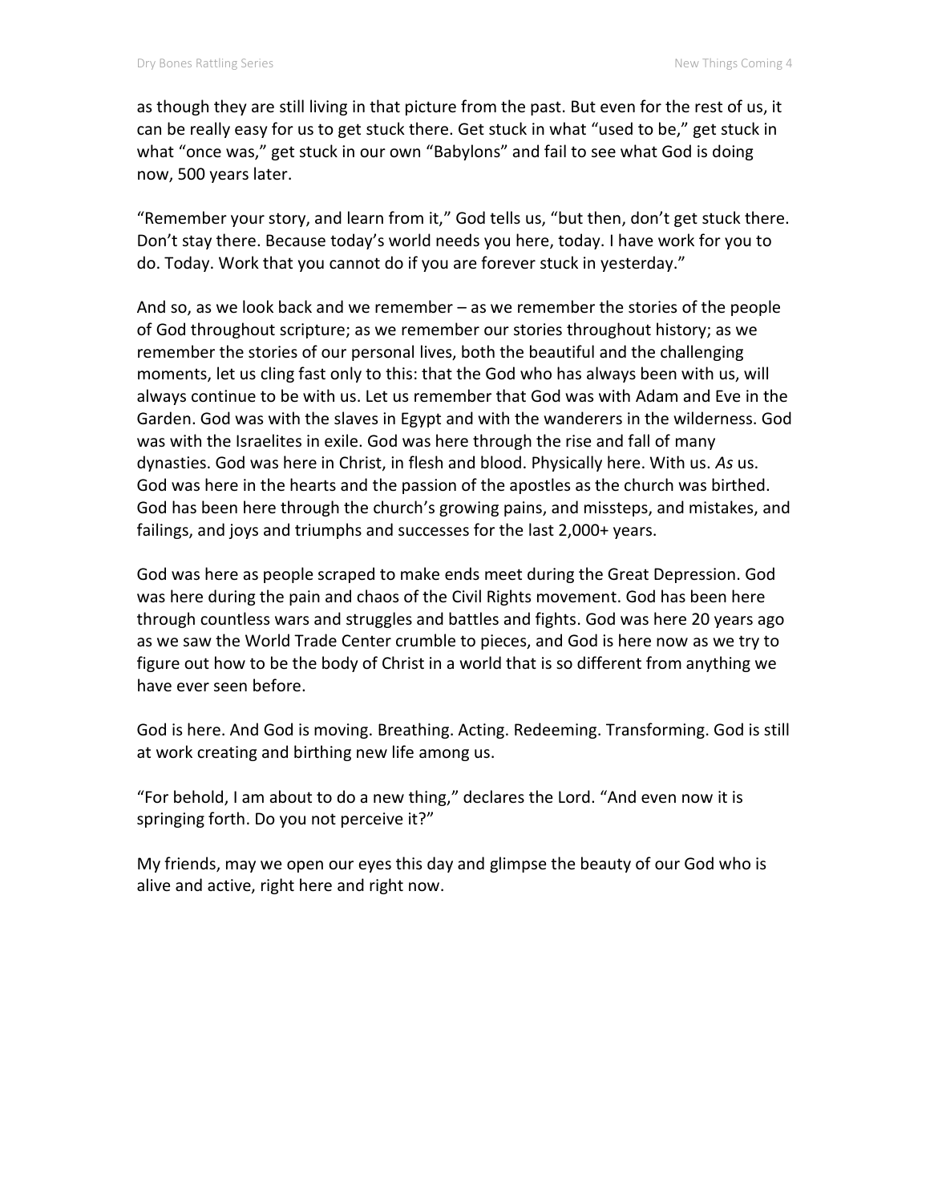as though they are still living in that picture from the past. But even for the rest of us, it can be really easy for us to get stuck there. Get stuck in what "used to be," get stuck in what "once was," get stuck in our own "Babylons" and fail to see what God is doing now, 500 years later.

"Remember your story, and learn from it," God tells us, "but then, don't get stuck there. Don't stay there. Because today's world needs you here, today. I have work for you to do. Today. Work that you cannot do if you are forever stuck in yesterday."

And so, as we look back and we remember – as we remember the stories of the people of God throughout scripture; as we remember our stories throughout history; as we remember the stories of our personal lives, both the beautiful and the challenging moments, let us cling fast only to this: that the God who has always been with us, will always continue to be with us. Let us remember that God was with Adam and Eve in the Garden. God was with the slaves in Egypt and with the wanderers in the wilderness. God was with the Israelites in exile. God was here through the rise and fall of many dynasties. God was here in Christ, in flesh and blood. Physically here. With us. *As* us. God was here in the hearts and the passion of the apostles as the church was birthed. God has been here through the church's growing pains, and missteps, and mistakes, and failings, and joys and triumphs and successes for the last 2,000+ years.

God was here as people scraped to make ends meet during the Great Depression. God was here during the pain and chaos of the Civil Rights movement. God has been here through countless wars and struggles and battles and fights. God was here 20 years ago as we saw the World Trade Center crumble to pieces, and God is here now as we try to figure out how to be the body of Christ in a world that is so different from anything we have ever seen before.

God is here. And God is moving. Breathing. Acting. Redeeming. Transforming. God is still at work creating and birthing new life among us.

"For behold, I am about to do a new thing," declares the Lord. "And even now it is springing forth. Do you not perceive it?"

My friends, may we open our eyes this day and glimpse the beauty of our God who is alive and active, right here and right now.